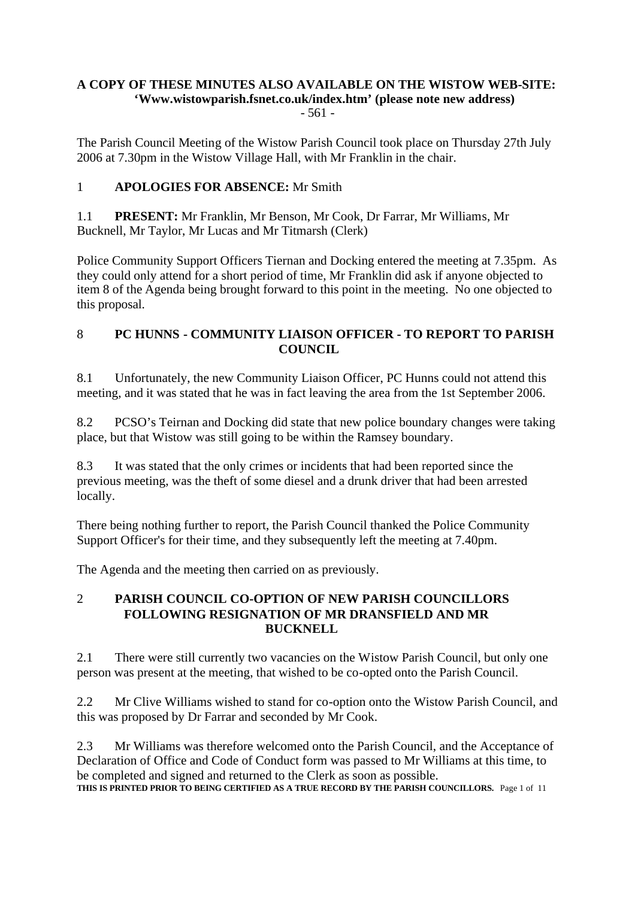**A COPY OF THESE MINUTES ALSO AVAILABLE ON THE WISTOW WEB-SITE: 'Www.wistowparish.fsnet.co.uk/index.htm' (please note new address)**

- 561 -

The Parish Council Meeting of the Wistow Parish Council took place on Thursday 27th July 2006 at 7.30pm in the Wistow Village Hall, with Mr Franklin in the chair.

1 **APOLOGIES FOR ABSENCE:** Mr Smith

1.1 **PRESENT:** Mr Franklin, Mr Benson, Mr Cook, Dr Farrar, Mr Williams, Mr Bucknell, Mr Taylor, Mr Lucas and Mr Titmarsh (Clerk)

Police Community Support Officers Tiernan and Docking entered the meeting at 7.35pm. As they could only attend for a short period of time, Mr Franklin did ask if anyone objected to item 8 of the Agenda being brought forward to this point in the meeting. No one objected to this proposal.

## 8 PC HUNNS - COMMUNITY LIAISON OFFICER - TO REPORT TO PARISH COUNCIL

8.1 Unfortunately, the new Community Liaison Officer, PC Hunns could not attend this meeting, and it was stated that he was in fact leaving the area from the 1st September 2006.

8.2 PCSO's Teirnan and Docking did state that new police boundary changes were taking place, but that Wistow was still going to be within the Ramsey boundary.

8.3 It was stated that the only crimes or incidents that had been reported since the previous meeting, was the theft of some diesel and a drunk driver that had been arrested locally.

There being nothing further to report, the Parish Council thanked the Police Community Support Officer's for their time, and they subsequently left the meeting at 7.40pm.

The Agenda and the meeting then carried on as previously.

## 2 PARISH COUNCIL CO-OPTION OF NEW PARISH COUNCILLORS FOLLOWING RESIGNATION OF MR DRANSFIELD AND MR BUCKNELL

2.1 There were still currently two vacancies on the Wistow Parish Council, but only one person was present at the meeting, that wished to be co-opted onto the Parish Council.

2.2 Mr Clive Williams wished to stand for co-option onto the Wistow Parish Council, and this was proposed by Dr Farrar and seconded by Mr Cook.

2.3 Mr Williams was therefore welcomed onto the Parish Council, and the Acceptance of Declaration of Office and Code of Conduct form was passed to Mr Williams at this time, to be completed and signed and returned to the Clerk as soon as possible.

**THIS IS PRINTED PRIOR TO BEING CERTIFIED AS A TRUE RECORD BY THE PARISH COUNCILLORS.**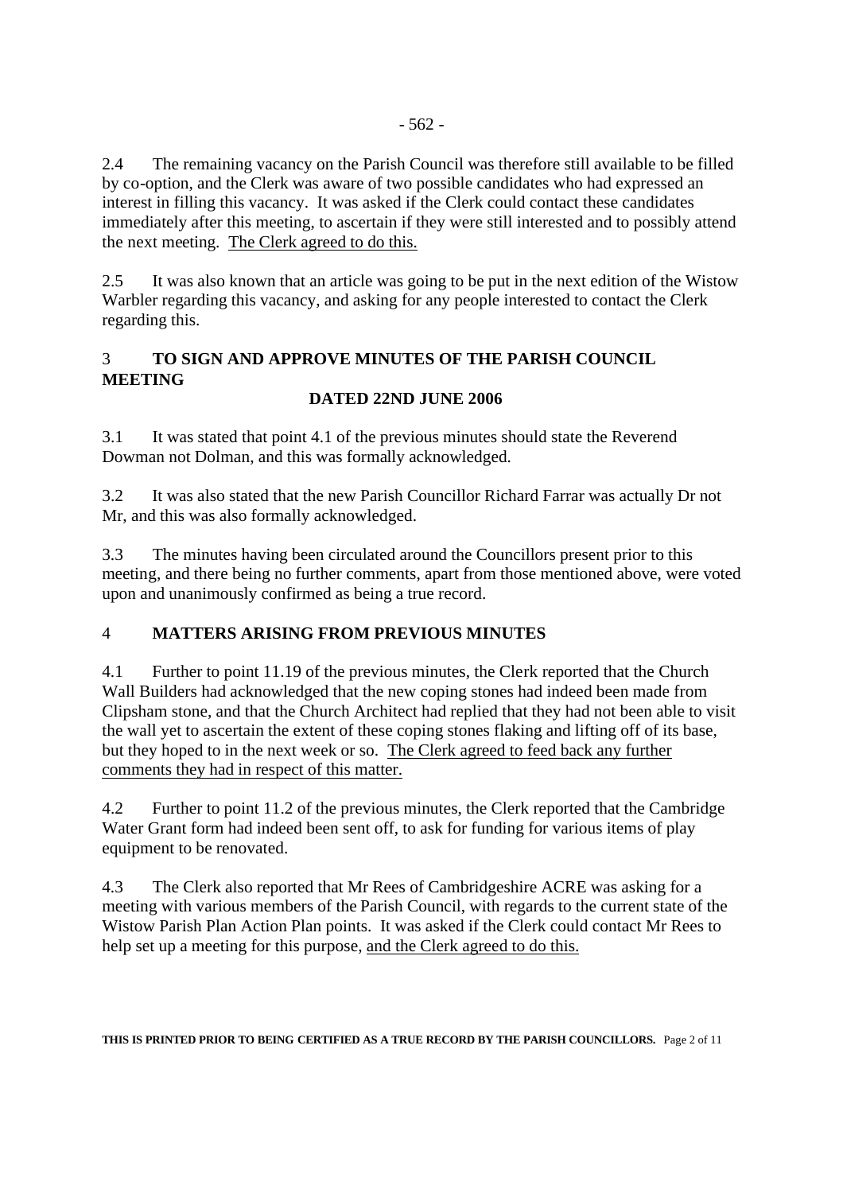2.4 The remaining vacancy on the Parish Council was therefore still available to be filled by co-option, and the Clerk was aware of two possible candidates who had expressed an interest in filling this vacancy. It was asked if the Clerk could contact these candidates immediately after this meeting, to ascertain if they were still interested and to possibly attend the next meeting. <u>The Clerk agreed to do this.</u>

2.5 It was also known that an article was going to be put in the next edition of the Wistow Warbler regarding this vacancy, and asking for any people interested to contact the Clerk regarding this.

## 3 TO SIGN AND APPROVE MINUTES OF THE PARISH COUNCIL MEETING DATED 22ND JUNE 2006

3.1 It was stated that point 4.1 of the previous minutes should state the Reverend Dowman not Dolman, and this was formally acknowledged.

3.2 It was also stated that the new Parish Councillor Richard Farrar was actually Dr not Mr, and this was also formally acknowledged.

3.3 The minutes having been circulated around the Councillors present prior to this meeting, and there being no further comments, apart from those mentioned above, were voted upon and unanimously confirmed as being a true record.

## 4 MATTERS ARISING FROM PREVIOUS MINUTES

4.1 Further to point 11.19 of the previous minutes, the Clerk reported that the Church Wall Builders had acknowledged that the new coping stones had indeed been made from Clipsham stone, and that the Church Architect had replied that they had not been able to visit the wall yet to ascertain the extent of these coping stones flaking and lifting off of its base, but they hoped to in the next week or so. <u>The Clerk agreed to feed back any further comments they had in respect of this matter.</u>

4.2 Further to point 11.2 of the previous minutes, the Clerk reported that the Cambridge Water Grant form had indeed been sent off, to ask for funding for various items of play equipment to be renovated.

4.3 The Clerk also reported that Mr Rees of Cambridgeshire ACRE was asking for a meeting with various members of the Parish Council, with regards to the current state of the Wistow Parish Plan Action Plan points. It was asked if the Clerk could contact Mr Rees to help set up a meeting for this purpose, <u>and the Clerk agreed to do this.</u>

**THIS IS PRINTED PRIOR TO BEING CERTIFIED AS A TRUE RECORD BY THE PARISH COUNCILLORS.**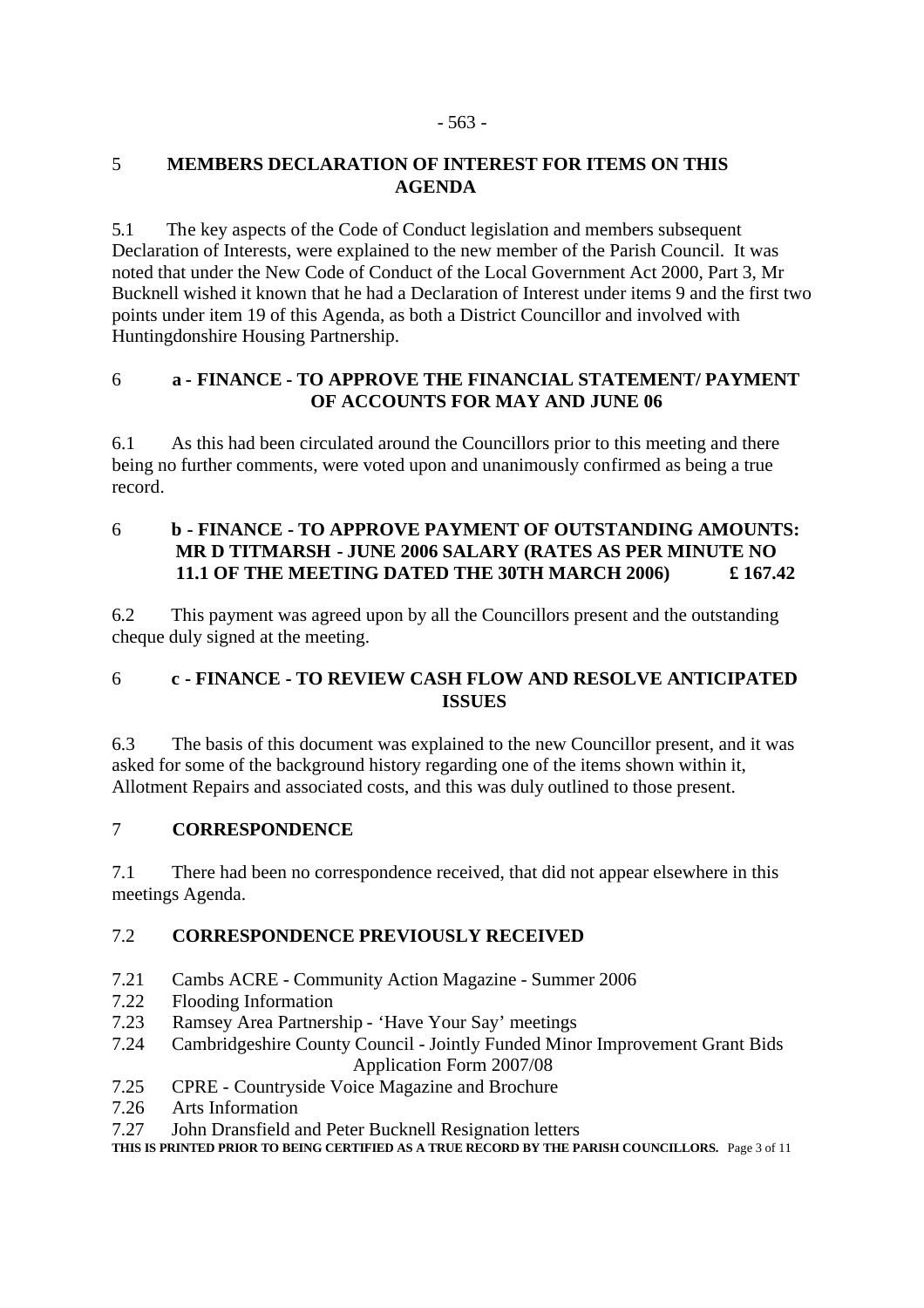## 5 MEMBERS DECLARATION OF INTEREST FOR ITEMS ON THIS AGENDA

5.1 The key aspects of the Code of Conduct legislation and members subsequent Declaration of Interests, were explained to the new member of the Parish Council. It was noted that under the New Code of Conduct of the Local Government Act 2000, Part 3, Mr Bucknell wished it known that he had a Declaration of Interest under items 9 and the first two points under item 19 of this Agenda, as both a District Councillor and involved with Huntingdonshire Housing Partnership.

## 6 a - FINANCE - TO APPROVE THE FINANCIAL STATEMENT/ PAYMENT OF ACCOUNTS FOR MAY AND JUNE 06

6.1 As this had been circulated around the Councillors prior to this meeting and there being no further comments, were voted upon and unanimously confirmed as being a true record.

## 6 b - FINANCE - TO APPROVE PAYMENT OF OUTSTANDING AMOUNTS: MR D TITMARSH - JUNE 2006 SALARY (RATES AS PER MINUTE NO 11.1 OF THE MEETING DATED THE 30TH MARCH 2006) £ 167.42

6.2 This payment was agreed upon by all the Councillors present and the outstanding cheque duly signed at the meeting.

## 6 c - FINANCE - TO REVIEW CASH FLOW AND RESOLVE ANTICIPATED ISSUES

6.3 The basis of this document was explained to the new Councillor present, and it was asked for some of the background history regarding one of the items shown within it, Allotment Repairs and associated costs, and this was duly outlined to those present.

## 7 CORRESPONDENCE

7.1 There had been no correspondence received, that did not appear elsewhere in this meetings Agenda.

## 7.2 CORRESPONDENCE PREVIOUSLY RECEIVED

- 7.21 Cambs ACRE - Community Action Magazine - Summer 2006
- 7.22 Flooding Information
- 7.23 Ramsey Area Partnership - 'Have Your Say' meetings
- 7.24 Cambridgeshire County Council - Jointly Funded Minor Improvement Grant Bids Application Form 2007/08
- 7.25 CPRE - Countryside Voice Magazine and Brochure
- 7.26 Arts Information
- 7.27 John Dransfield and Peter Bucknell Resignation letters

**THIS IS PRINTED PRIOR TO BEING CERTIFIED AS A TRUE RECORD BY THE PARISH COUNCILLORS.**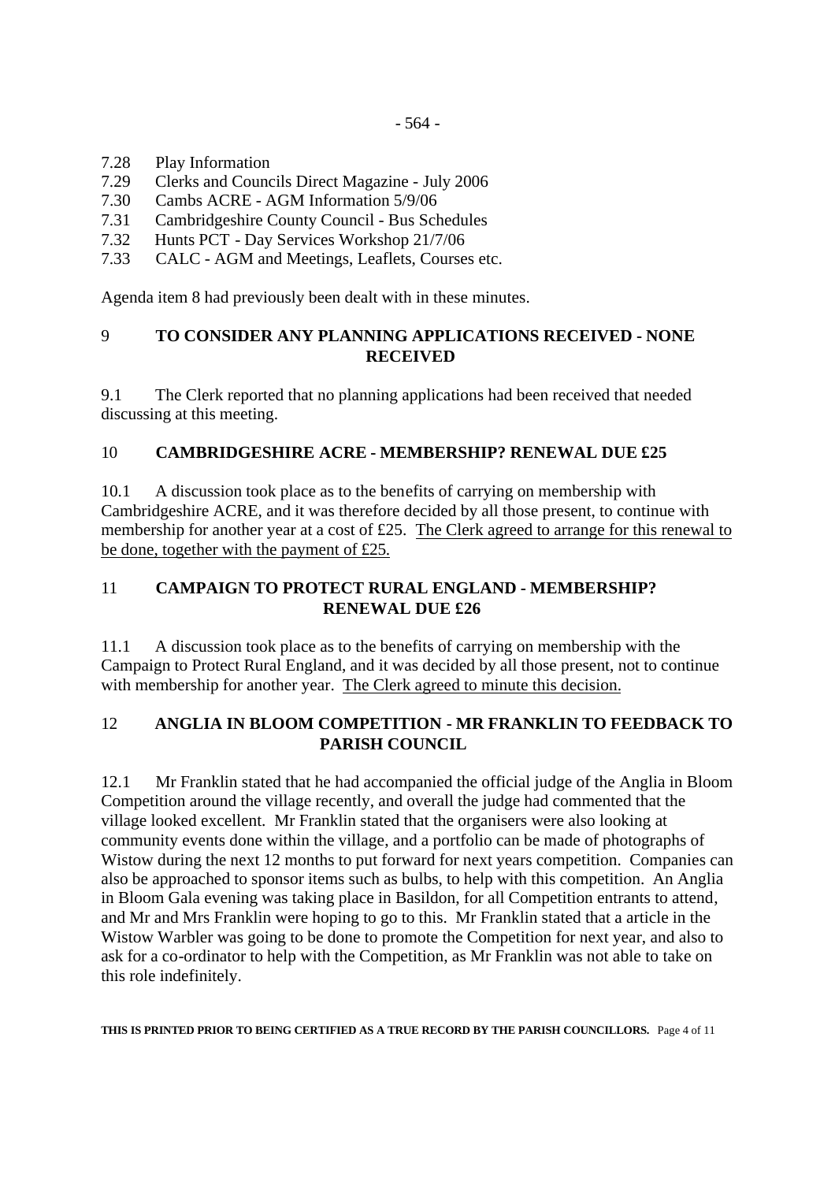7.28 Play Information
7.29 Clerks and Councils Direct Magazine - July 2006
7.30 Cambs ACRE - AGM Information 5/9/06
7.31 Cambridgeshire County Council - Bus Schedules
7.32 Hunts PCT - Day Services Workshop 21/7/06
7.33 CALC - AGM and Meetings, Leaflets, Courses etc.

Agenda item 8 had previously been dealt with in these minutes.

## 9 TO CONSIDER ANY PLANNING APPLICATIONS RECEIVED - NONE RECEIVED

9.1 The Clerk reported that no planning applications had been received that needed discussing at this meeting.

## 10 CAMBRIDGESHIRE ACRE - MEMBERSHIP? RENEWAL DUE £25

10.1 A discussion took place as to the benefits of carrying on membership with Cambridgeshire ACRE, and it was therefore decided by all those present, to continue with membership for another year at a cost of £25. The Clerk agreed to arrange for this renewal to be done, together with the payment of £25.

## 11 CAMPAIGN TO PROTECT RURAL ENGLAND - MEMBERSHIP? RENEWAL DUE £26

11.1 A discussion took place as to the benefits of carrying on membership with the Campaign to Protect Rural England, and it was decided by all those present, not to continue with membership for another year. The Clerk agreed to minute this decision.

## 12 ANGLIA IN BLOOM COMPETITION - MR FRANKLIN TO FEEDBACK TO PARISH COUNCIL

12.1 Mr Franklin stated that he had accompanied the official judge of the Anglia in Bloom Competition around the village recently, and overall the judge had commented that the village looked excellent. Mr Franklin stated that the organisers were also looking at community events done within the village, and a portfolio can be made of photographs of Wistow during the next 12 months to put forward for next years competition. Companies can also be approached to sponsor items such as bulbs, to help with this competition. An Anglia in Bloom Gala evening was taking place in Basildon, for all Competition entrants to attend, and Mr and Mrs Franklin were hoping to go to this. Mr Franklin stated that a article in the Wistow Warbler was going to be done to promote the Competition for next year, and also to ask for a co-ordinator to help with the Competition, as Mr Franklin was not able to take on this role indefinitely.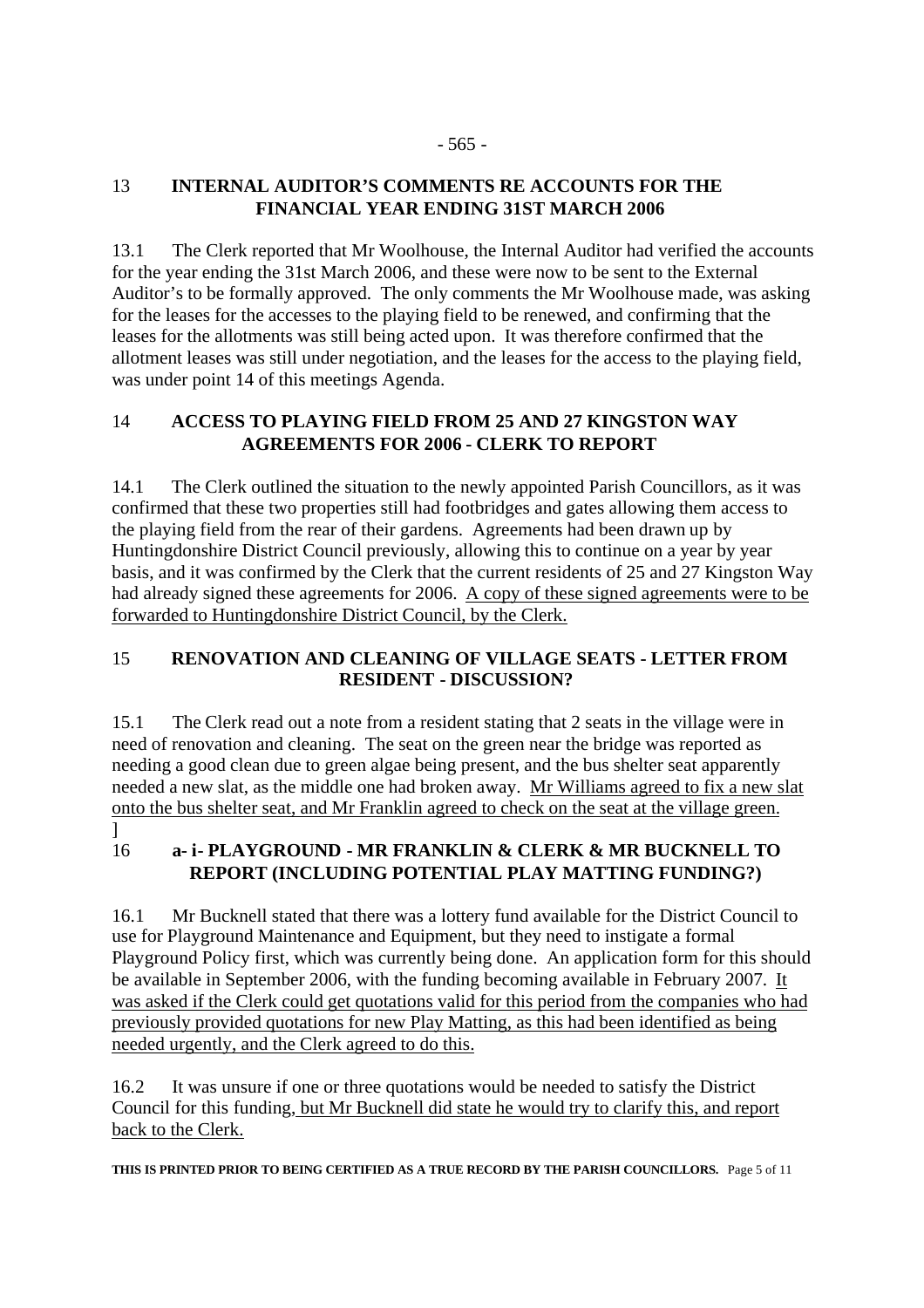## 13 INTERNAL AUDITOR'S COMMENTS RE ACCOUNTS FOR THE FINANCIAL YEAR ENDING 31ST MARCH 2006

13.1 The Clerk reported that Mr Woolhouse, the Internal Auditor had verified the accounts for the year ending the 31st March 2006, and these were now to be sent to the External Auditor's to be formally approved. The only comments the Mr Woolhouse made, was asking for the leases for the accesses to the playing field to be renewed, and confirming that the leases for the allotments was still being acted upon. It was therefore confirmed that the allotment leases was still under negotiation, and the leases for the access to the playing field, was under point 14 of this meetings Agenda.

## 14 ACCESS TO PLAYING FIELD FROM 25 AND 27 KINGSTON WAY AGREEMENTS FOR 2006 - CLERK TO REPORT

14.1 The Clerk outlined the situation to the newly appointed Parish Councillors, as it was confirmed that these two properties still had footbridges and gates allowing them access to the playing field from the rear of their gardens. Agreements had been drawn up by Huntingdonshire District Council previously, allowing this to continue on a year by year basis, and it was confirmed by the Clerk that the current residents of 25 and 27 Kingston Way had already signed these agreements for 2006. <u>A copy of these signed agreements were to be forwarded to Huntingdonshire District Council, by the Clerk.</u>

## 15 RENOVATION AND CLEANING OF VILLAGE SEATS - LETTER FROM RESIDENT - DISCUSSION?

15.1 The Clerk read out a note from a resident stating that 2 seats in the village were in need of renovation and cleaning. The seat on the green near the bridge was reported as needing a good clean due to green algae being present, and the bus shelter seat apparently needed a new slat, as the middle one had broken away. <u>Mr Williams agreed to fix a new slat onto the bus shelter seat, and Mr Franklin agreed to check on the seat at the village green.</u>
]

## 16 a- i- PLAYGROUND - MR FRANKLIN & CLERK & MR BUCKNELL TO REPORT (INCLUDING POTENTIAL PLAY MATTING FUNDING?)

16.1 Mr Bucknell stated that there was a lottery fund available for the District Council to use for Playground Maintenance and Equipment, but they need to instigate a formal Playground Policy first, which was currently being done. An application form for this should be available in September 2006, with the funding becoming available in February 2007. <u>It was asked if the Clerk could get quotations valid for this period from the companies who had previously provided quotations for new Play Matting, as this had been identified as being needed urgently, and the Clerk agreed to do this.</u>

16.2 It was unsure if one or three quotations would be needed to satisfy the District Council for this funding<u>, but Mr Bucknell did state he would try to clarify this, and report back to the Clerk.</u>

**THIS IS PRINTED PRIOR TO BEING CERTIFIED AS A TRUE RECORD BY THE PARISH COUNCILLORS.**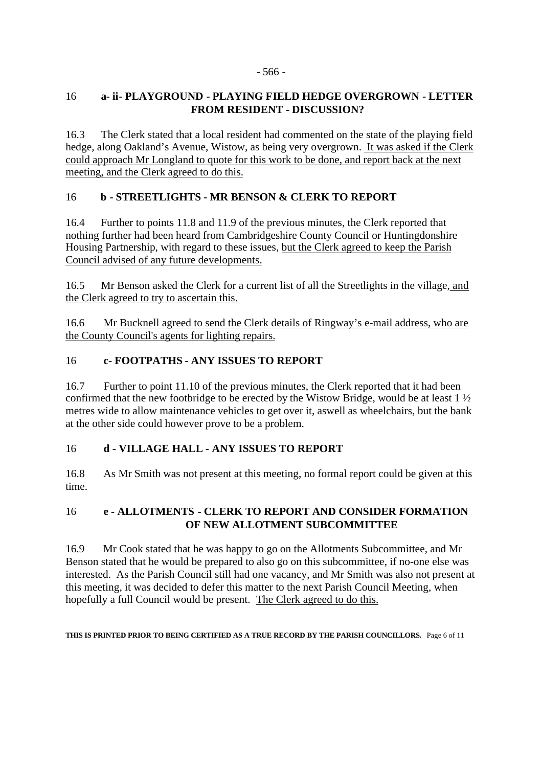## 16 a- ii- PLAYGROUND - PLAYING FIELD HEDGE OVERGROWN - LETTER FROM RESIDENT - DISCUSSION?

16.3 The Clerk stated that a local resident had commented on the state of the playing field hedge, along Oakland's Avenue, Wistow, as being very overgrown. It was asked if the Clerk could approach Mr Longland to quote for this work to be done, and report back at the next meeting, and the Clerk agreed to do this.

## 16 b - STREETLIGHTS - MR BENSON & CLERK TO REPORT

16.4 Further to points 11.8 and 11.9 of the previous minutes, the Clerk reported that nothing further had been heard from Cambridgeshire County Council or Huntingdonshire Housing Partnership, with regard to these issues, but the Clerk agreed to keep the Parish Council advised of any future developments.

16.5 Mr Benson asked the Clerk for a current list of all the Streetlights in the village, and the Clerk agreed to try to ascertain this.

16.6 Mr Bucknell agreed to send the Clerk details of Ringway's e-mail address, who are the County Council's agents for lighting repairs.

## 16 c- FOOTPATHS - ANY ISSUES TO REPORT

16.7 Further to point 11.10 of the previous minutes, the Clerk reported that it had been confirmed that the new footbridge to be erected by the Wistow Bridge, would be at least 1 ½ metres wide to allow maintenance vehicles to get over it, aswell as wheelchairs, but the bank at the other side could however prove to be a problem.

## 16 d - VILLAGE HALL - ANY ISSUES TO REPORT

16.8 As Mr Smith was not present at this meeting, no formal report could be given at this time.

## 16 e - ALLOTMENTS - CLERK TO REPORT AND CONSIDER FORMATION OF NEW ALLOTMENT SUBCOMMITTEE

16.9 Mr Cook stated that he was happy to go on the Allotments Subcommittee, and Mr Benson stated that he would be prepared to also go on this subcommittee, if no-one else was interested. As the Parish Council still had one vacancy, and Mr Smith was also not present at this meeting, it was decided to defer this matter to the next Parish Council Meeting, when hopefully a full Council would be present. The Clerk agreed to do this.

**THIS IS PRINTED PRIOR TO BEING CERTIFIED AS A TRUE RECORD BY THE PARISH COUNCILLORS.**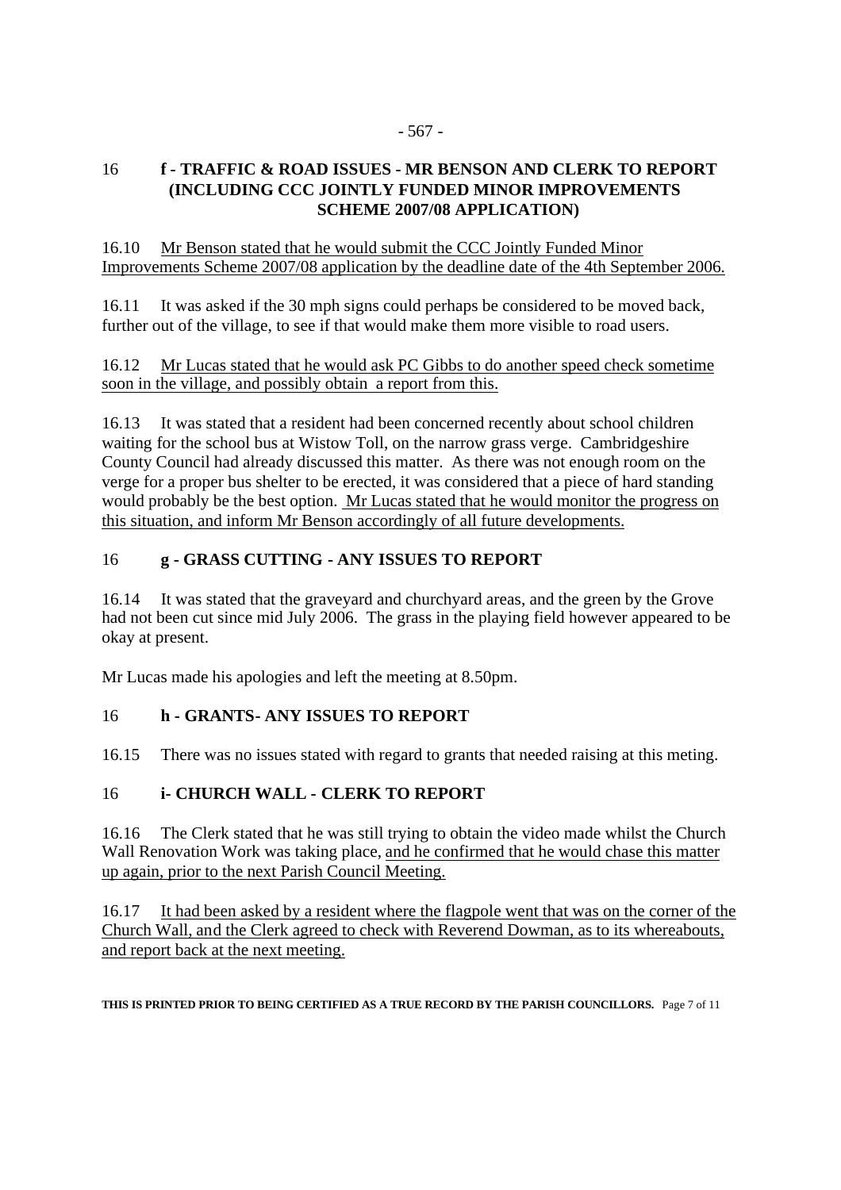## 16 f - TRAFFIC & ROAD ISSUES - MR BENSON AND CLERK TO REPORT (INCLUDING CCC JOINTLY FUNDED MINOR IMPROVEMENTS SCHEME 2007/08 APPLICATION)

16.10 Mr Benson stated that he would submit the CCC Jointly Funded Minor Improvements Scheme 2007/08 application by the deadline date of the 4th September 2006.

16.11 It was asked if the 30 mph signs could perhaps be considered to be moved back, further out of the village, to see if that would make them more visible to road users.

16.12 Mr Lucas stated that he would ask PC Gibbs to do another speed check sometime soon in the village, and possibly obtain a report from this.

16.13 It was stated that a resident had been concerned recently about school children waiting for the school bus at Wistow Toll, on the narrow grass verge. Cambridgeshire County Council had already discussed this matter. As there was not enough room on the verge for a proper bus shelter to be erected, it was considered that a piece of hard standing would probably be the best option. Mr Lucas stated that he would monitor the progress on this situation, and inform Mr Benson accordingly of all future developments.

## 16 g - GRASS CUTTING - ANY ISSUES TO REPORT

16.14 It was stated that the graveyard and churchyard areas, and the green by the Grove had not been cut since mid July 2006. The grass in the playing field however appeared to be okay at present.

Mr Lucas made his apologies and left the meeting at 8.50pm.

## 16 h - GRANTS- ANY ISSUES TO REPORT

16.15 There was no issues stated with regard to grants that needed raising at this meting.

## 16 i- CHURCH WALL - CLERK TO REPORT

16.16 The Clerk stated that he was still trying to obtain the video made whilst the Church Wall Renovation Work was taking place, and he confirmed that he would chase this matter up again, prior to the next Parish Council Meeting.

16.17 It had been asked by a resident where the flagpole went that was on the corner of the Church Wall, and the Clerk agreed to check with Reverend Dowman, as to its whereabouts, and report back at the next meeting.

**THIS IS PRINTED PRIOR TO BEING CERTIFIED AS A TRUE RECORD BY THE PARISH COUNCILLORS.**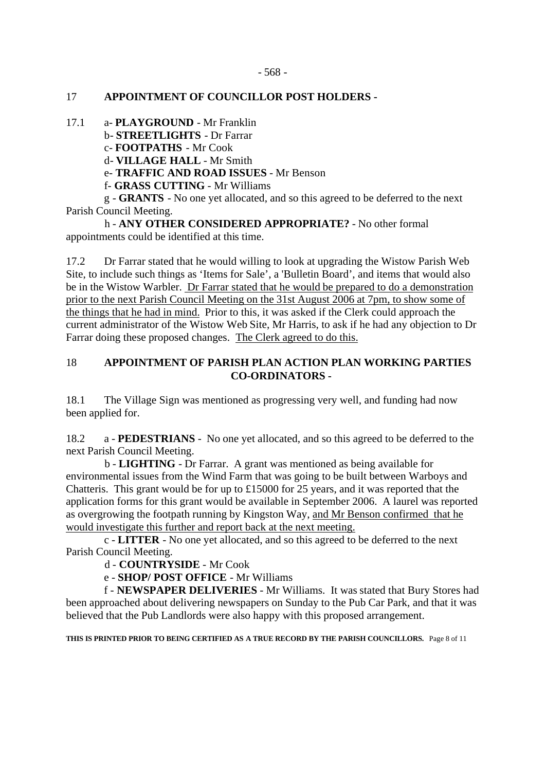## 17 APPOINTMENT OF COUNCILLOR POST HOLDERS -

17.1 a- **PLAYGROUND** - Mr Franklin
b- **STREETLIGHTS** - Dr Farrar
c- **FOOTPATHS** - Mr Cook
d- **VILLAGE HALL** - Mr Smith
e- **TRAFFIC AND ROAD ISSUES** - Mr Benson
f- **GRASS CUTTING** - Mr Williams
g - **GRANTS** - No one yet allocated, and so this agreed to be deferred to the next Parish Council Meeting.
h - **ANY OTHER CONSIDERED APPROPRIATE?** - No other formal appointments could be identified at this time.

17.2 Dr Farrar stated that he would willing to look at upgrading the Wistow Parish Web Site, to include such things as 'Items for Sale', a 'Bulletin Board', and items that would also be in the Wistow Warbler. <u>Dr Farrar stated that he would be prepared to do a demonstration prior to the next Parish Council Meeting on the 31st August 2006 at 7pm, to show some of the things that he had in mind.</u> Prior to this, it was asked if the Clerk could approach the current administrator of the Wistow Web Site, Mr Harris, to ask if he had any objection to Dr Farrar doing these proposed changes. <u>The Clerk agreed to do this.</u>

## 18 APPOINTMENT OF PARISH PLAN ACTION PLAN WORKING PARTIES CO-ORDINATORS -

18.1 The Village Sign was mentioned as progressing very well, and funding had now been applied for.

18.2 a - **PEDESTRIANS** - No one yet allocated, and so this agreed to be deferred to the next Parish Council Meeting.
b - **LIGHTING** - Dr Farrar. A grant was mentioned as being available for environmental issues from the Wind Farm that was going to be built between Warboys and Chatteris. This grant would be for up to £15000 for 25 years, and it was reported that the application forms for this grant would be available in September 2006. A laurel was reported as overgrowing the footpath running by Kingston Way, <u>and Mr Benson confirmed that he would investigate this further and report back at the next meeting.</u>
c - **LITTER** - No one yet allocated, and so this agreed to be deferred to the next Parish Council Meeting.
d - **COUNTRYSIDE** - Mr Cook
e - **SHOP/ POST OFFICE** - Mr Williams
f - **NEWSPAPER DELIVERIES** - Mr Williams. It was stated that Bury Stores had been approached about delivering newspapers on Sunday to the Pub Car Park, and that it was believed that the Pub Landlords were also happy with this proposed arrangement.

**THIS IS PRINTED PRIOR TO BEING CERTIFIED AS A TRUE RECORD BY THE PARISH COUNCILLORS.**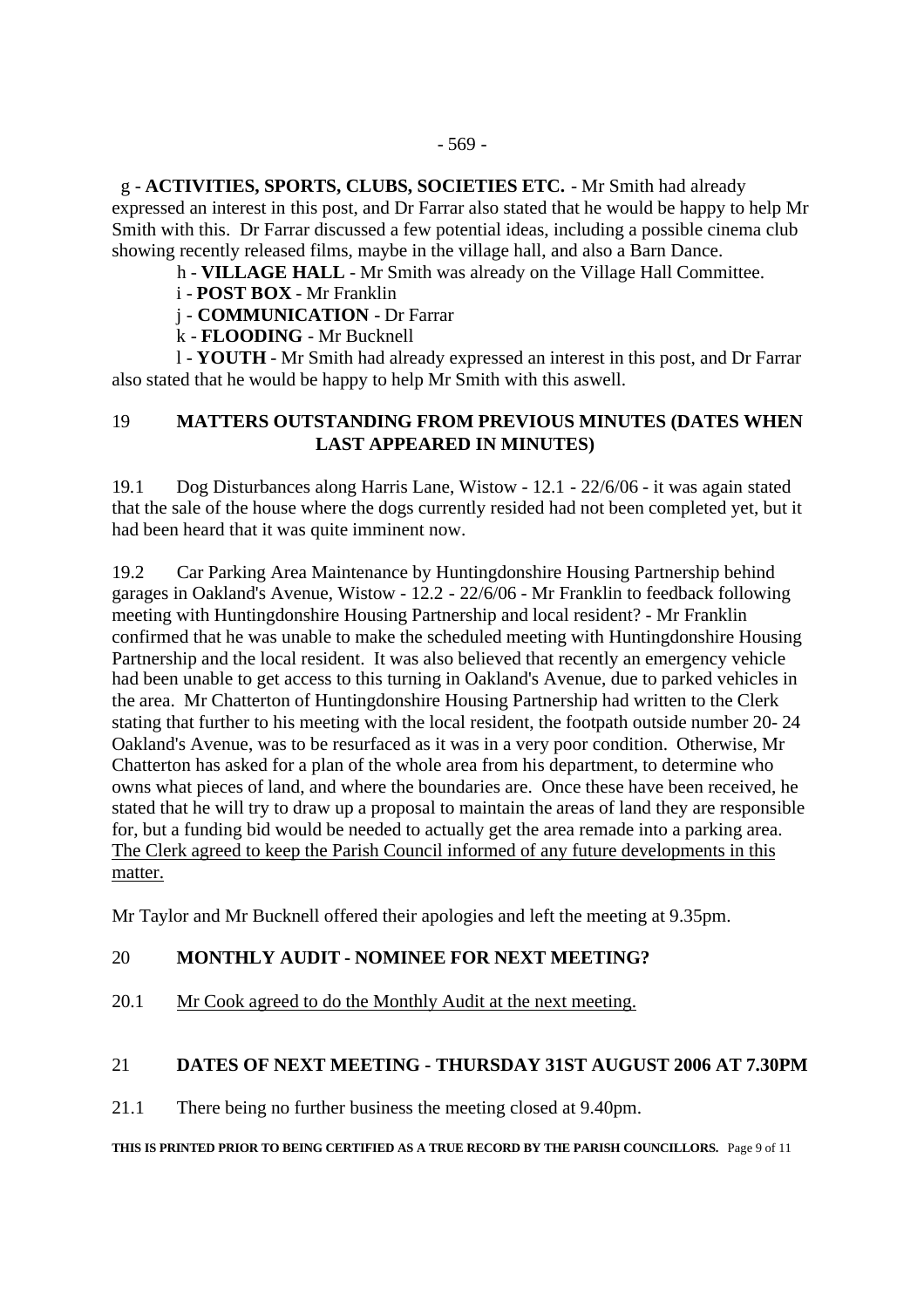g - **ACTIVITIES, SPORTS, CLUBS, SOCIETIES ETC.** - Mr Smith had already expressed an interest in this post, and Dr Farrar also stated that he would be happy to help Mr Smith with this. Dr Farrar discussed a few potential ideas, including a possible cinema club showing recently released films, maybe in the village hall, and also a Barn Dance.

h - **VILLAGE HALL** - Mr Smith was already on the Village Hall Committee.

i - **POST BOX** - Mr Franklin

j - **COMMUNICATION** - Dr Farrar

k - **FLOODING** - Mr Bucknell

l - **YOUTH** - Mr Smith had already expressed an interest in this post, and Dr Farrar also stated that he would be happy to help Mr Smith with this aswell.

## 19 MATTERS OUTSTANDING FROM PREVIOUS MINUTES (DATES WHEN LAST APPEARED IN MINUTES)

19.1 Dog Disturbances along Harris Lane, Wistow - 12.1 - 22/6/06 - it was again stated that the sale of the house where the dogs currently resided had not been completed yet, but it had been heard that it was quite imminent now.

19.2 Car Parking Area Maintenance by Huntingdonshire Housing Partnership behind garages in Oakland's Avenue, Wistow - 12.2 - 22/6/06 - Mr Franklin to feedback following meeting with Huntingdonshire Housing Partnership and local resident? - Mr Franklin confirmed that he was unable to make the scheduled meeting with Huntingdonshire Housing Partnership and the local resident. It was also believed that recently an emergency vehicle had been unable to get access to this turning in Oakland's Avenue, due to parked vehicles in the area. Mr Chatterton of Huntingdonshire Housing Partnership had written to the Clerk stating that further to his meeting with the local resident, the footpath outside number 20- 24 Oakland's Avenue, was to be resurfaced as it was in a very poor condition. Otherwise, Mr Chatterton has asked for a plan of the whole area from his department, to determine who owns what pieces of land, and where the boundaries are. Once these have been received, he stated that he will try to draw up a proposal to maintain the areas of land they are responsible for, but a funding bid would be needed to actually get the area remade into a parking area. The Clerk agreed to keep the Parish Council informed of any future developments in this matter.

Mr Taylor and Mr Bucknell offered their apologies and left the meeting at 9.35pm.

## 20 MONTHLY AUDIT - NOMINEE FOR NEXT MEETING?

20.1 Mr Cook agreed to do the Monthly Audit at the next meeting.

## 21 DATES OF NEXT MEETING - THURSDAY 31ST AUGUST 2006 AT 7.30PM

21.1 There being no further business the meeting closed at 9.40pm.

**THIS IS PRINTED PRIOR TO BEING CERTIFIED AS A TRUE RECORD BY THE PARISH COUNCILLORS.**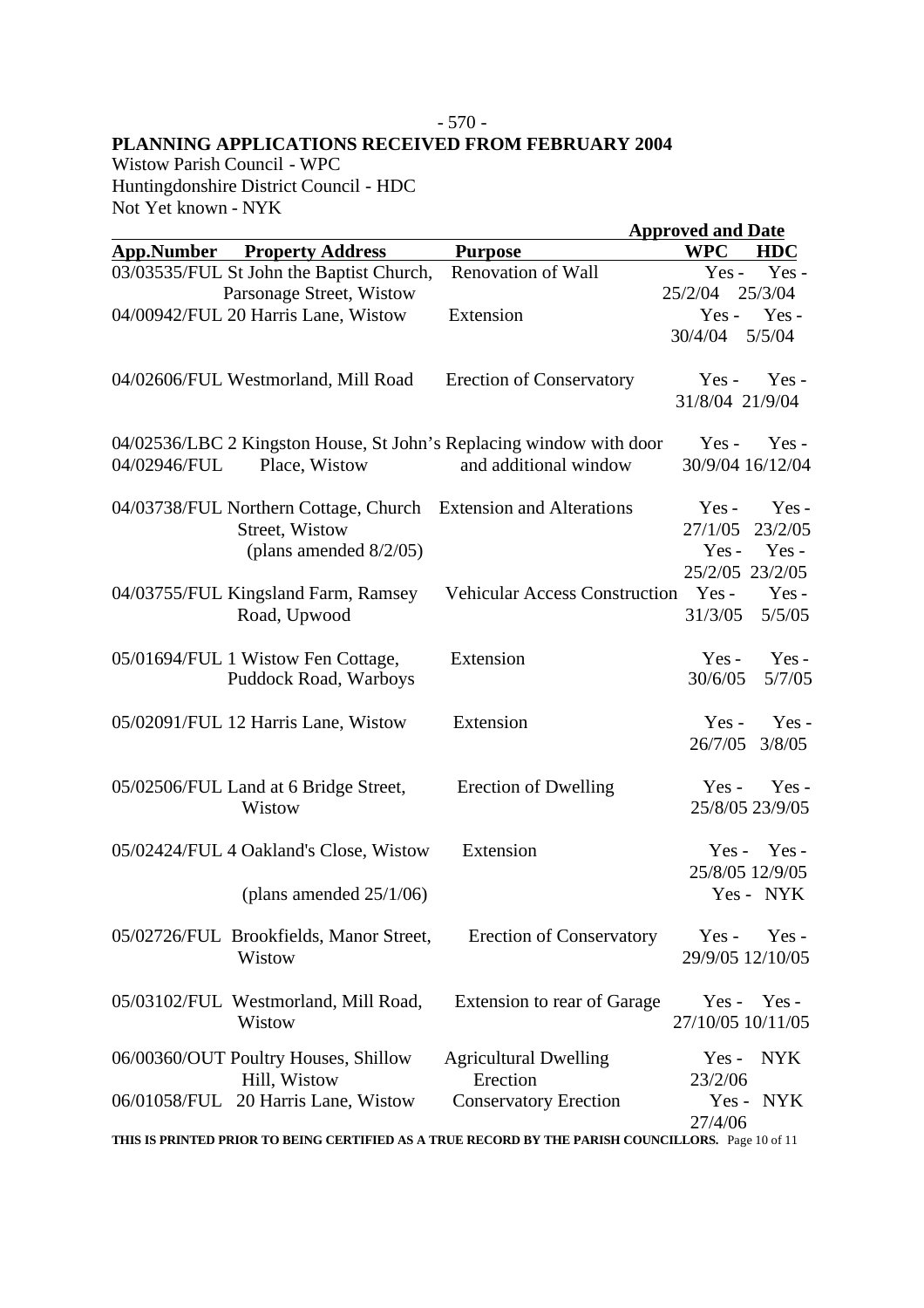**PLANNING APPLICATIONS RECEIVED FROM FEBRUARY 2004**

Wistow Parish Council - WPC
Huntingdonshire District Council - NYK
Not Yet known - NYK

| App.Number | Property Address | Purpose | Approved and Date WPC | HDC |
|---|---|---|---|---|
| 03/03535/FUL | St John the Baptist Church, Parsonage Street, Wistow | Renovation of Wall | Yes - 25/2/04 | Yes - 25/3/04 |
| 04/00942/FUL | 20 Harris Lane, Wistow | Extension | Yes - 30/4/04 | Yes - 5/5/04 |
| 04/02606/FUL | Westmorland, Mill Road | Erection of Conservatory | Yes - 31/8/04 | Yes - 21/9/04 |
| 04/02536/LBC 04/02946/FUL | 2 Kingston House, St John's Place, Wistow | Replacing window with door and additional window | Yes - 30/9/04 | Yes - 16/12/04 |
| 04/03738/FUL | Northern Cottage, Church Street, Wistow | Extension and Alterations | Yes - 27/1/05 | Yes - 23/2/05 |
| | (plans amended 8/2/05) | | Yes - 25/2/05 | Yes - 23/2/05 |
| 04/03755/FUL | Kingsland Farm, Ramsey Road, Upwood | Vehicular Access Construction | Yes - 31/3/05 | Yes - 5/5/05 |
| 05/01694/FUL | 1 Wistow Fen Cottage, Puddock Road, Warboys | Extension | Yes - 30/6/05 | Yes - 5/7/05 |
| 05/02091/FUL | 12 Harris Lane, Wistow | Extension | Yes - 26/7/05 | Yes - 3/8/05 |
| 05/02506/FUL | Land at 6 Bridge Street, Wistow | Erection of Dwelling | Yes - 25/8/05 | Yes - 23/9/05 |
| 05/02424/FUL | 4 Oakland's Close, Wistow | Extension | Yes - 25/8/05 | Yes - 12/9/05 |
| | (plans amended 25/1/06) | | Yes - | NYK |
| 05/02726/FUL | Brookfields, Manor Street, Wistow | Erection of Conservatory | Yes - 29/9/05 | Yes - 12/10/05 |
| 05/03102/FUL | Westmorland, Mill Road, Wistow | Extension to rear of Garage | Yes - 27/10/05 | Yes - 10/11/05 |
| 06/00360/OUT | Poultry Houses, Shillow Hill, Wistow | Agricultural Dwelling Erection | Yes - 23/2/06 | NYK |
| 06/01058/FUL | 20 Harris Lane, Wistow | Conservatory Erection | Yes - 27/4/06 | NYK |

**THIS IS PRINTED PRIOR TO BEING CERTIFIED AS A TRUE RECORD BY THE PARISH COUNCILLORS.**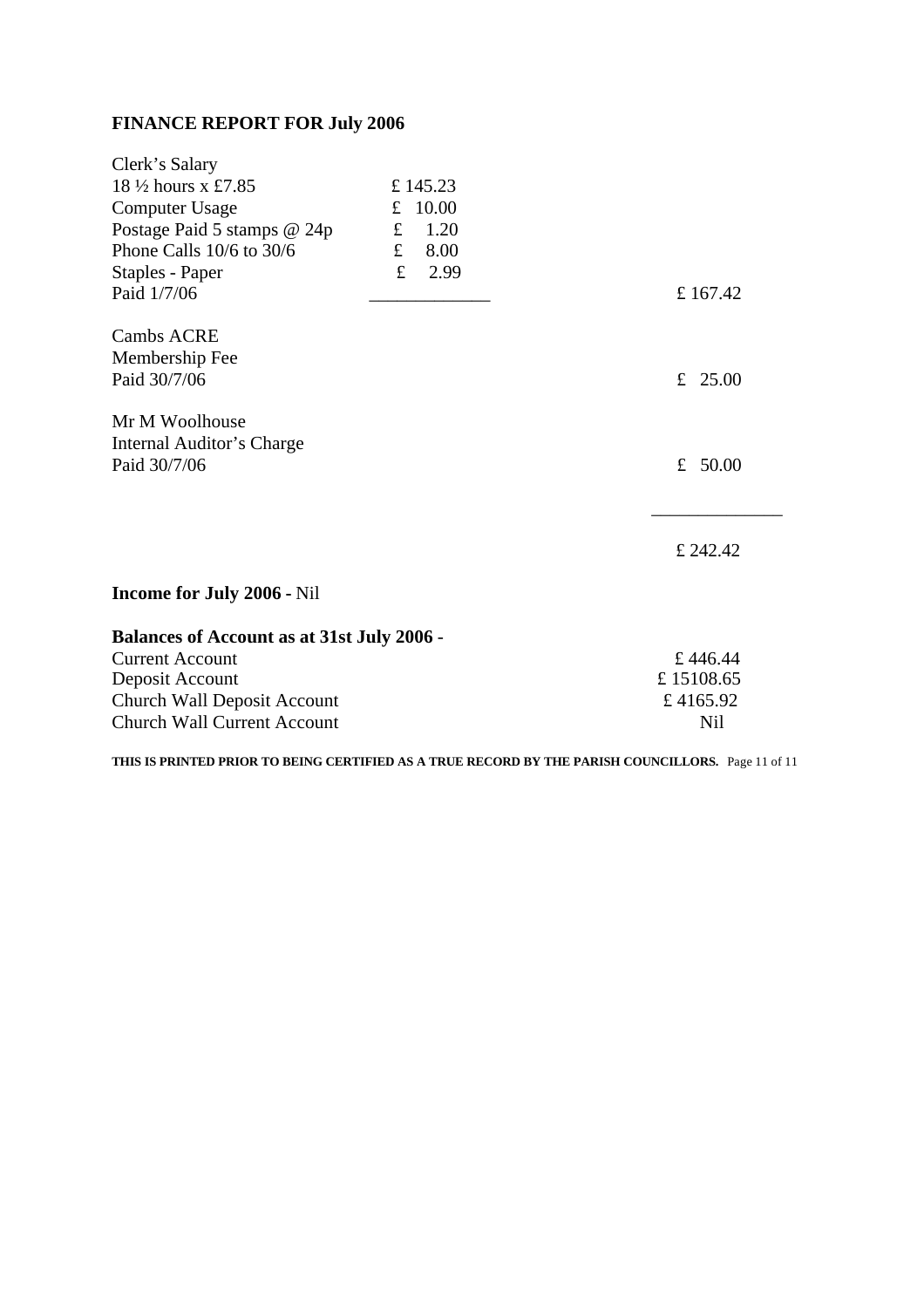**FINANCE REPORT FOR July 2006**

| | | |
|---|---|---|
| Clerk's Salary | | |
| 18 ½ hours x £7.85 | £ 145.23 | |
| Computer Usage | £ 10.00 | |
| Postage Paid 5 stamps @ 24p | £ 1.20 | |
| Phone Calls 10/6 to 30/6 | £ 8.00 | |
| Staples - Paper | £ 2.99 | |
| Paid 1/7/06 | | £ 167.42 |
| | | |
| Cambs ACRE | | |
| Membership Fee | | |
| Paid 30/7/06 | | £ 25.00 |
| | | |
| Mr M Woolhouse | | |
| Internal Auditor's Charge | | |
| Paid 30/7/06 | | £ 50.00 |
| | | |
| | | £ 242.42 |

**Income for July 2006 -** Nil

**Balances of Account as at 31st July 2006** -

| | |
|---|---|
| Current Account | £ 446.44 |
| Deposit Account | £ 15108.65 |
| Church Wall Deposit Account | £ 4165.92 |
| Church Wall Current Account | Nil |

**THIS IS PRINTED PRIOR TO BEING CERTIFIED AS A TRUE RECORD BY THE PARISH COUNCILLORS.**